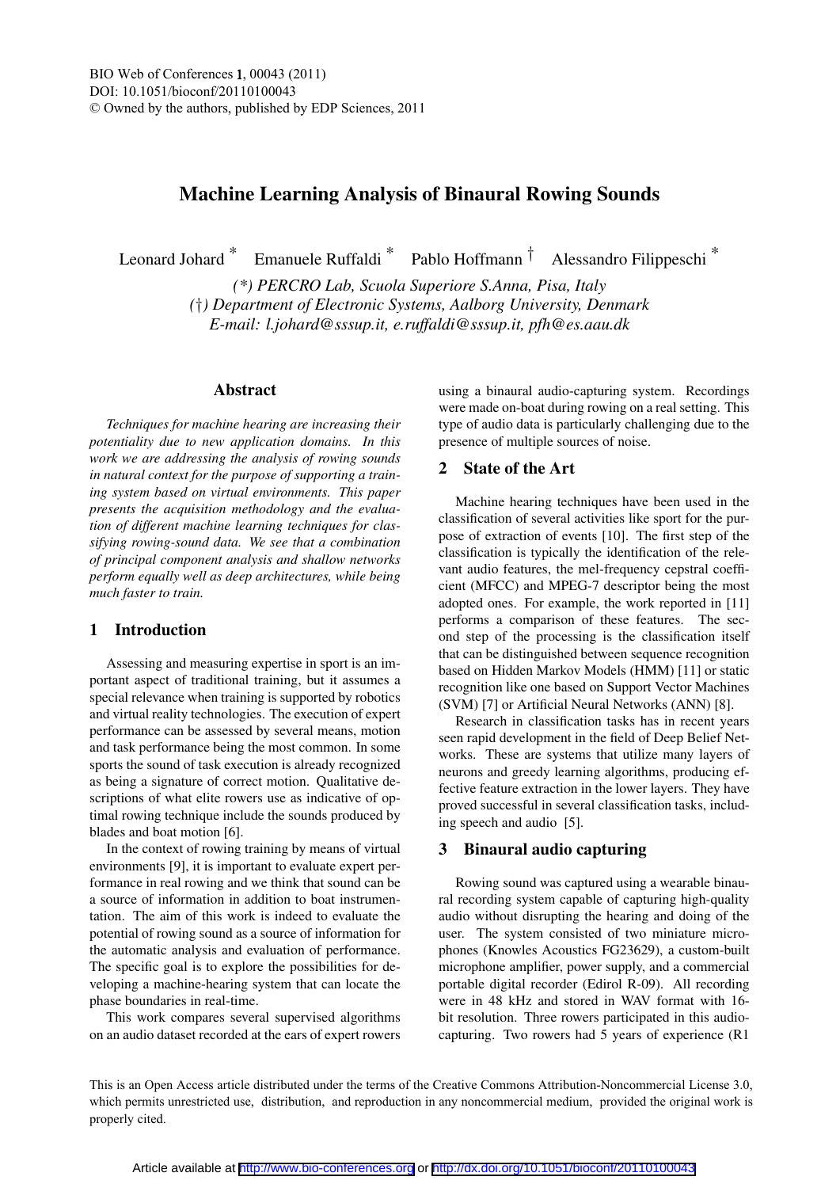# Machine Learning Analysis of Binaural Rowing Sounds

Leonard Johard [*] Emanuele Ruffaldi [*] Pablo Hoffmann [†] Alessandro Filippeschi [*]

*(\*) PERCRO Lab, Scuola Superiore S.Anna, Pisa, Italy*
*(†) Department of Electronic Systems, Aalborg University, Denmark*
*E-mail: l.johard@sssup.it, e.ruffaldi@sssup.it, pfh@es.aau.dk*

## Abstract

*Techniques for machine hearing are increasing their potentiality due to new application domains. In this work we are addressing the analysis of rowing sounds in natural context for the purpose of supporting a training system based on virtual environments. This paper presents the acquisition methodology and the evaluation of different machine learning techniques for classifying rowing-sound data. We see that a combination of principal component analysis and shallow networks perform equally well as deep architectures, while being much faster to train.*

## 1 Introduction

Assessing and measuring expertise in sport is an important aspect of traditional training, but it assumes a special relevance when training is supported by robotics and virtual reality technologies. The execution of expert performance can be assessed by several means, motion and task performance being the most common. In some sports the sound of task execution is already recognized as being a signature of correct motion. Qualitative descriptions of what elite rowers use as indicative of optimal rowing technique include the sounds produced by blades and boat motion [6].

In the context of rowing training by means of virtual environments [9], it is important to evaluate expert performance in real rowing and we think that sound can be a source of information in addition to boat instrumentation. The aim of this work is indeed to evaluate the potential of rowing sound as a source of information for the automatic analysis and evaluation of performance. The specific goal is to explore the possibilities for developing a machine-hearing system that can locate the phase boundaries in real-time.

This work compares several supervised algorithms on an audio dataset recorded at the ears of expert rowers using a binaural audio-capturing system. Recordings were made on-boat during rowing on a real setting. This type of audio data is particularly challenging due to the presence of multiple sources of noise.

## 2 State of the Art

Machine hearing techniques have been used in the classification of several activities like sport for the purpose of extraction of events [10]. The first step of the classification is typically the identification of the relevant audio features, the mel-frequency cepstral coefficient (MFCC) and MPEG-7 descriptor being the most adopted ones. For example, the work reported in [11] performs a comparison of these features. The second step of the processing is the classification itself that can be distinguished between sequence recognition based on Hidden Markov Models (HMM) [11] or static recognition like one based on Support Vector Machines (SVM) [7] or Artificial Neural Networks (ANN) [8].

Research in classification tasks has in recent years seen rapid development in the field of Deep Belief Networks. These are systems that utilize many layers of neurons and greedy learning algorithms, producing effective feature extraction in the lower layers. They have proved successful in several classification tasks, including speech and audio [5].

## 3 Binaural audio capturing

Rowing sound was captured using a wearable binaural recording system capable of capturing high-quality audio without disrupting the hearing and doing of the user. The system consisted of two miniature microphones (Knowles Acoustics FG23629), a custom-built microphone amplifier, power supply, and a commercial portable digital recorder (Edirol R-09). All recording were in 48 kHz and stored in WAV format with 16-bit resolution. Three rowers participated in this audio-capturing. Two rowers had 5 years of experience (R1

This is an Open Access article distributed under the terms of the Creative Commons Attribution-Noncommercial License 3.0, which permits unrestricted use, distribution, and reproduction in any noncommercial medium, provided the original work is properly cited.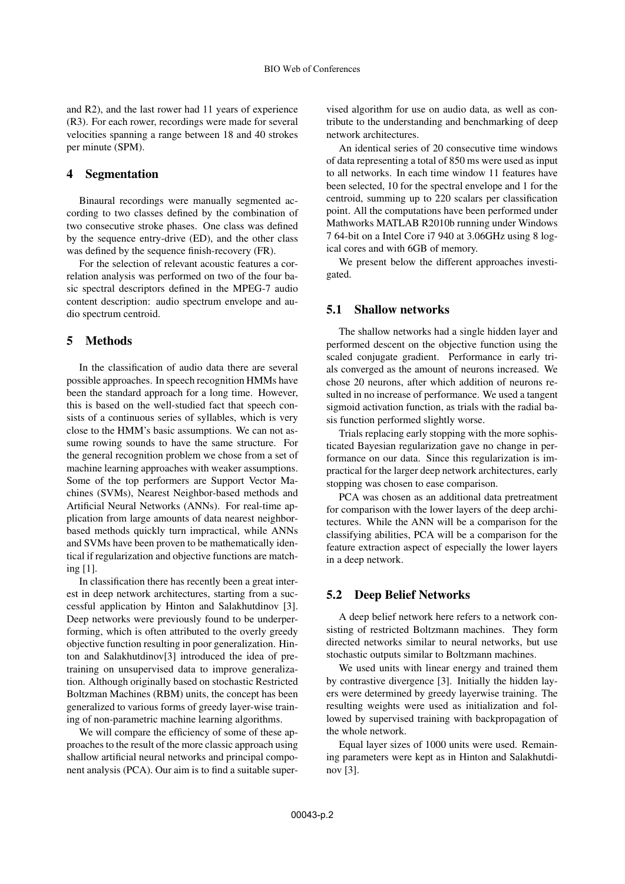and R2), and the last rower had 11 years of experience (R3). For each rower, recordings were made for several velocities spanning a range between 18 and 40 strokes per minute (SPM).

## 4 Segmentation

Binaural recordings were manually segmented according to two classes defined by the combination of two consecutive stroke phases. One class was defined by the sequence entry-drive (ED), and the other class was defined by the sequence finish-recovery (FR).

For the selection of relevant acoustic features a correlation analysis was performed on two of the four basic spectral descriptors defined in the MPEG-7 audio content description: audio spectrum envelope and audio spectrum centroid.

## 5 Methods

In the classification of audio data there are several possible approaches. In speech recognition HMMs have been the standard approach for a long time. However, this is based on the well-studied fact that speech consists of a continuous series of syllables, which is very close to the HMM's basic assumptions. We can not assume rowing sounds to have the same structure. For the general recognition problem we chose from a set of machine learning approaches with weaker assumptions. Some of the top performers are Support Vector Machines (SVMs), Nearest Neighbor-based methods and Artificial Neural Networks (ANNs). For real-time application from large amounts of data nearest neighbor-based methods quickly turn impractical, while ANNs and SVMs have been proven to be mathematically identical if regularization and objective functions are matching [1].

In classification there has recently been a great interest in deep network architectures, starting from a successful application by Hinton and Salakhutdinov [3]. Deep networks were previously found to be underperforming, which is often attributed to the overly greedy objective function resulting in poor generalization. Hinton and Salakhutdinov[3] introduced the idea of pretraining on unsupervised data to improve generalization. Although originally based on stochastic Restricted Boltzman Machines (RBM) units, the concept has been generalized to various forms of greedy layer-wise training of non-parametric machine learning algorithms.

We will compare the efficiency of some of these approaches to the result of the more classic approach using shallow artificial neural networks and principal component analysis (PCA). Our aim is to find a suitable supervised algorithm for use on audio data, as well as contribute to the understanding and benchmarking of deep network architectures.

An identical series of 20 consecutive time windows of data representing a total of 850 ms were used as input to all networks. In each time window 11 features have been selected, 10 for the spectral envelope and 1 for the centroid, summing up to 220 scalars per classification point. All the computations have been performed under Mathworks MATLAB R2010b running under Windows 7 64-bit on a Intel Core i7 940 at 3.06GHz using 8 logical cores and with 6GB of memory.

We present below the different approaches investigated.

### 5.1 Shallow networks

The shallow networks had a single hidden layer and performed descent on the objective function using the scaled conjugate gradient. Performance in early trials converged as the amount of neurons increased. We chose 20 neurons, after which addition of neurons resulted in no increase of performance. We used a tangent sigmoid activation function, as trials with the radial basis function performed slightly worse.

Trials replacing early stopping with the more sophisticated Bayesian regularization gave no change in performance on our data. Since this regularization is impractical for the larger deep network architectures, early stopping was chosen to ease comparison.

PCA was chosen as an additional data pretreatment for comparison with the lower layers of the deep architectures. While the ANN will be a comparison for the classifying abilities, PCA will be a comparison for the feature extraction aspect of especially the lower layers in a deep network.

### 5.2 Deep Belief Networks

A deep belief network here refers to a network consisting of restricted Boltzmann machines. They form directed networks similar to neural networks, but use stochastic outputs similar to Boltzmann machines.

We used units with linear energy and trained them by contrastive divergence [3]. Initially the hidden layers were determined by greedy layerwise training. The resulting weights were used as initialization and followed by supervised training with backpropagation of the whole network.

Equal layer sizes of 1000 units were used. Remaining parameters were kept as in Hinton and Salakhutdinov [3].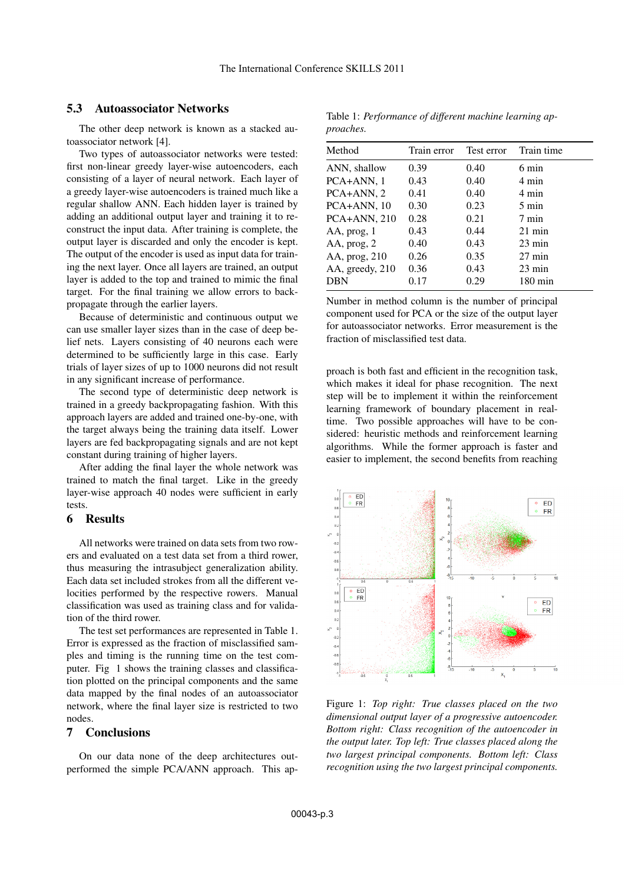### 5.3 Autoassociator Networks

The other deep network is known as a stacked autoassociator network [4].

Two types of autoassociator networks were tested: first non-linear greedy layer-wise autoencoders, each consisting of a layer of neural network. Each layer of a greedy layer-wise autoencoders is trained much like a regular shallow ANN. Each hidden layer is trained by adding an additional output layer and training it to reconstruct the input data. After training is complete, the output layer is discarded and only the encoder is kept. The output of the encoder is used as input data for training the next layer. Once all layers are trained, an output layer is added to the top and trained to mimic the final target. For the final training we allow errors to backpropagate through the earlier layers.

Because of deterministic and continuous output we can use smaller layer sizes than in the case of deep belief nets. Layers consisting of 40 neurons each were determined to be sufficiently large in this case. Early trials of layer sizes of up to 1000 neurons did not result in any significant increase of performance.

The second type of deterministic deep network is trained in a greedy backpropagating fashion. With this approach layers are added and trained one-by-one, with the target always being the training data itself. Lower layers are fed backpropagating signals and are not kept constant during training of higher layers.

After adding the final layer the whole network was trained to match the final target. Like in the greedy layer-wise approach 40 nodes were sufficient in early tests.

## 6 Results

All networks were trained on data sets from two rowers and evaluated on a test data set from a third rower, thus measuring the intrasubject generalization ability. Each data set included strokes from all the different velocities performed by the respective rowers. Manual classification was used as training class and for validation of the third rower.

The test set performances are represented in Table 1. Error is expressed as the fraction of misclassified samples and timing is the running time on the test computer. Fig 1 shows the training classes and classification plotted on the principal components and the same data mapped by the final nodes of an autoassociator network, where the final layer size is restricted to two nodes.

## 7 Conclusions

On our data none of the deep architectures outperformed the simple PCA/ANN approach. This approach is both fast and efficient in the recognition task, which makes it ideal for phase recognition. The next step will be to implement it within the reinforcement learning framework of boundary placement in real-time. Two possible approaches will have to be considered: heuristic methods and reinforcement learning algorithms. While the former approach is faster and easier to implement, the second benefits from reaching

Table 1: *Performance of different machine learning approaches.*

| Method | Train error | Test error | Train time |
|---|---|---|---|
| ANN, shallow | 0.39 | 0.40 | 6 min |
| PCA+ANN, 1 | 0.43 | 0.40 | 4 min |
| PCA+ANN, 2 | 0.41 | 0.40 | 4 min |
| PCA+ANN, 10 | 0.30 | 0.23 | 5 min |
| PCA+ANN, 210 | 0.28 | 0.21 | 7 min |
| AA, prog, 1 | 0.43 | 0.44 | 21 min |
| AA, prog, 2 | 0.40 | 0.43 | 23 min |
| AA, prog, 210 | 0.26 | 0.35 | 27 min |
| AA, greedy, 210 | 0.36 | 0.43 | 23 min |
| DBN | 0.17 | 0.29 | 180 min |

Number in method column is the number of principal component used for PCA or the size of the output layer for autoassociator networks. Error measurement is the fraction of misclassified test data.

Figure 1: *Top right: True classes placed on the two dimensional output layer of a progressive autoencoder. Bottom right: Class recognition of the autoencoder in the output later. Top left: True classes placed along the two largest principal components. Bottom left: Class recognition using the two largest principal components.*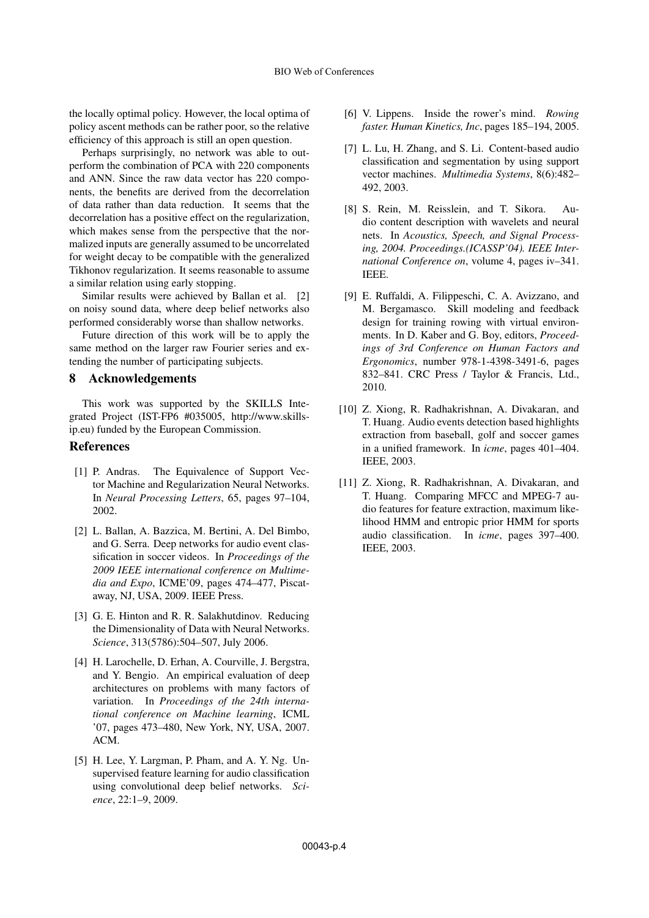the locally optimal policy. However, the local optima of policy ascent methods can be rather poor, so the relative efficiency of this approach is still an open question.

Perhaps surprisingly, no network was able to outperform the combination of PCA with 220 components and ANN. Since the raw data vector has 220 components, the benefits are derived from the decorrelation of data rather than data reduction. It seems that the decorrelation has a positive effect on the regularization, which makes sense from the perspective that the normalized inputs are generally assumed to be uncorrelated for weight decay to be compatible with the generalized Tikhonov regularization. It seems reasonable to assume a similar relation using early stopping.

Similar results were achieved by Ballan et al. [2] on noisy sound data, where deep belief networks also performed considerably worse than shallow networks.

Future direction of this work will be to apply the same method on the larger raw Fourier series and extending the number of participating subjects.

## 8 Acknowledgements

This work was supported by the SKILLS Integrated Project (IST-FP6 #035005, http://www.skills-ip.eu) funded by the European Commission.

## References

[1] P. Andras. The Equivalence of Support Vector Machine and Regularization Neural Networks. In *Neural Processing Letters*, 65, pages 97–104, 2002.

[2] L. Ballan, A. Bazzica, M. Bertini, A. Del Bimbo, and G. Serra. Deep networks for audio event classification in soccer videos. In *Proceedings of the 2009 IEEE international conference on Multimedia and Expo*, ICME'09, pages 474–477, Piscataway, NJ, USA, 2009. IEEE Press.

[3] G. E. Hinton and R. R. Salakhutdinov. Reducing the Dimensionality of Data with Neural Networks. *Science*, 313(5786):504–507, July 2006.

[4] H. Larochelle, D. Erhan, A. Courville, J. Bergstra, and Y. Bengio. An empirical evaluation of deep architectures on problems with many factors of variation. In *Proceedings of the 24th international conference on Machine learning*, ICML '07, pages 473–480, New York, NY, USA, 2007. ACM.

[5] H. Lee, Y. Largman, P. Pham, and A. Y. Ng. Unsupervised feature learning for audio classification using convolutional deep belief networks. *Science*, 22:1–9, 2009.

[6] V. Lippens. Inside the rower's mind. *Rowing faster. Human Kinetics, Inc*, pages 185–194, 2005.

[7] L. Lu, H. Zhang, and S. Li. Content-based audio classification and segmentation by using support vector machines. *Multimedia Systems*, 8(6):482–492, 2003.

[8] S. Rein, M. Reisslein, and T. Sikora. Audio content description with wavelets and neural nets. In *Acoustics, Speech, and Signal Processing, 2004. Proceedings.(ICASSP'04). IEEE International Conference on*, volume 4, pages iv–341. IEEE.

[9] E. Ruffaldi, A. Filippeschi, C. A. Avizzano, and M. Bergamasco. Skill modeling and feedback design for training rowing with virtual environments. In D. Kaber and G. Boy, editors, *Proceedings of 3rd Conference on Human Factors and Ergonomics*, number 978-1-4398-3491-6, pages 832–841. CRC Press / Taylor & Francis, Ltd., 2010.

[10] Z. Xiong, R. Radhakrishnan, A. Divakaran, and T. Huang. Audio events detection based highlights extraction from baseball, golf and soccer games in a unified framework. In *icme*, pages 401–404. IEEE, 2003.

[11] Z. Xiong, R. Radhakrishnan, A. Divakaran, and T. Huang. Comparing MFCC and MPEG-7 audio features for feature extraction, maximum likelihood HMM and entropic prior HMM for sports audio classification. In *icme*, pages 397–400. IEEE, 2003.